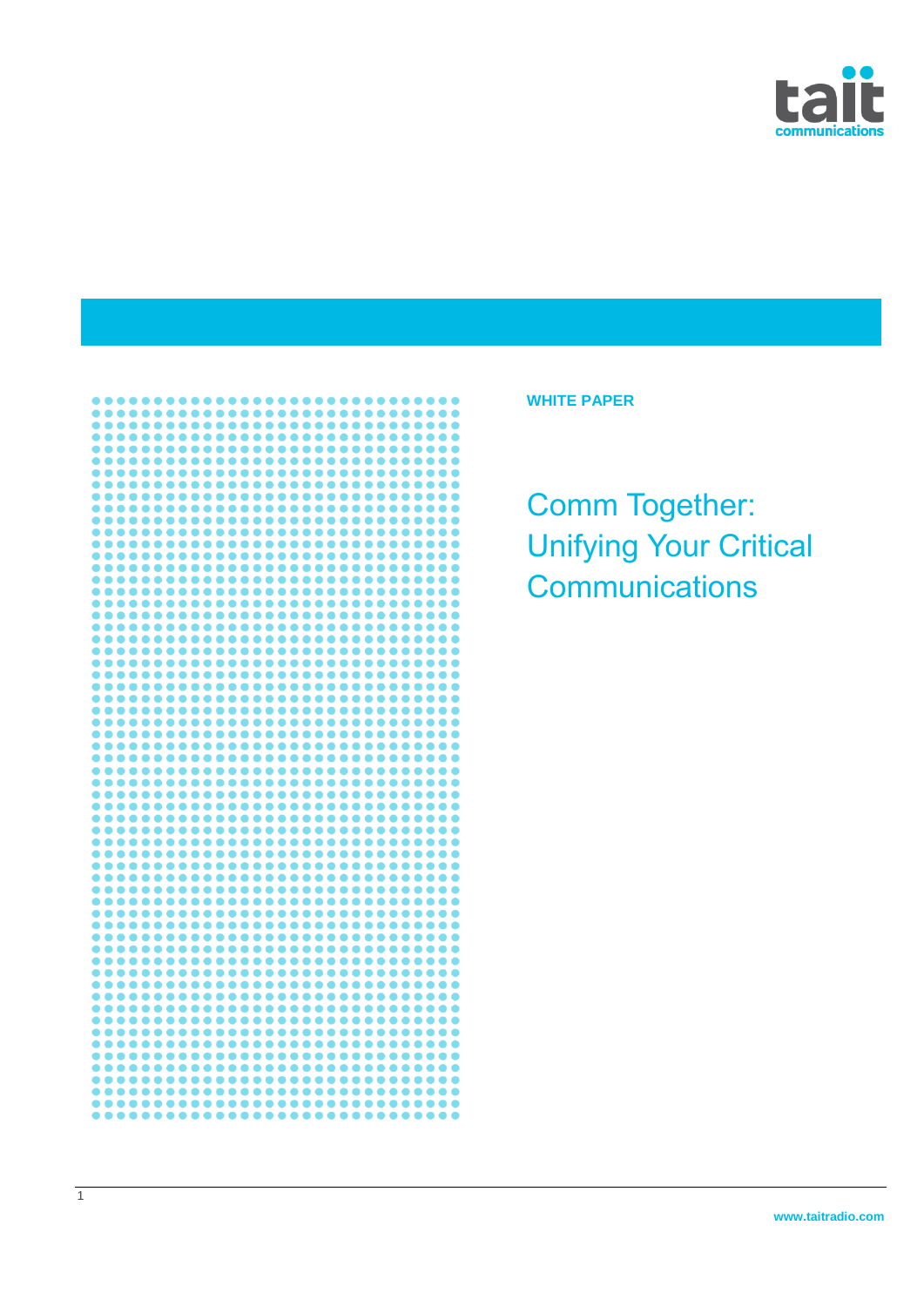**WHITE PAPER**

# Comm Together: Unifying Your Critical Communications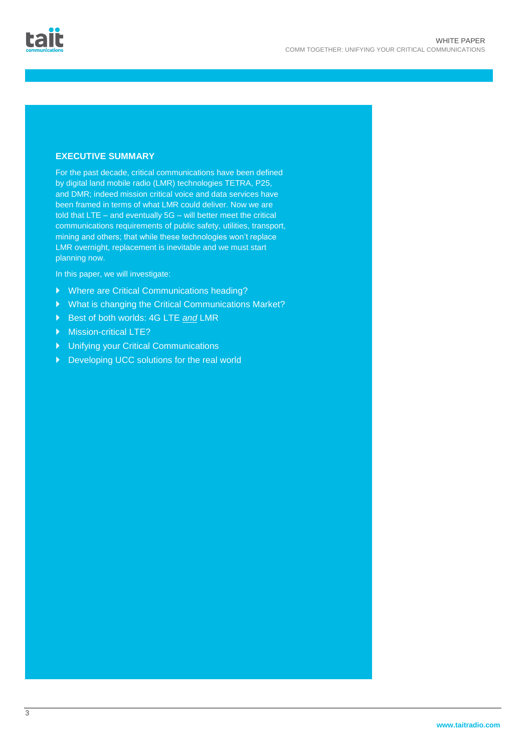## EXECUTIVE SUMMARY

For the past decade, critical communications have been defined by digital land mobile radio (LMR) technologies TETRA, P25, and DMR; indeed mission critical voice and data services have been framed in terms of what LMR could deliver. Now we are told that LTE – and eventually 5G – will better meet the critical communications requirements of public safety, utilities, transport, mining and others; that while these technologies won't replace LMR overnight, replacement is inevitable and we must start planning now.

In this paper, we will investigate:

- Where are Critical Communications heading?
- What is changing the Critical Communications Market?
- Best of both worlds: 4G LTE *and* LMR
- Mission-critical LTE?
- Unifying your Critical Communications
- Developing UCC solutions for the real world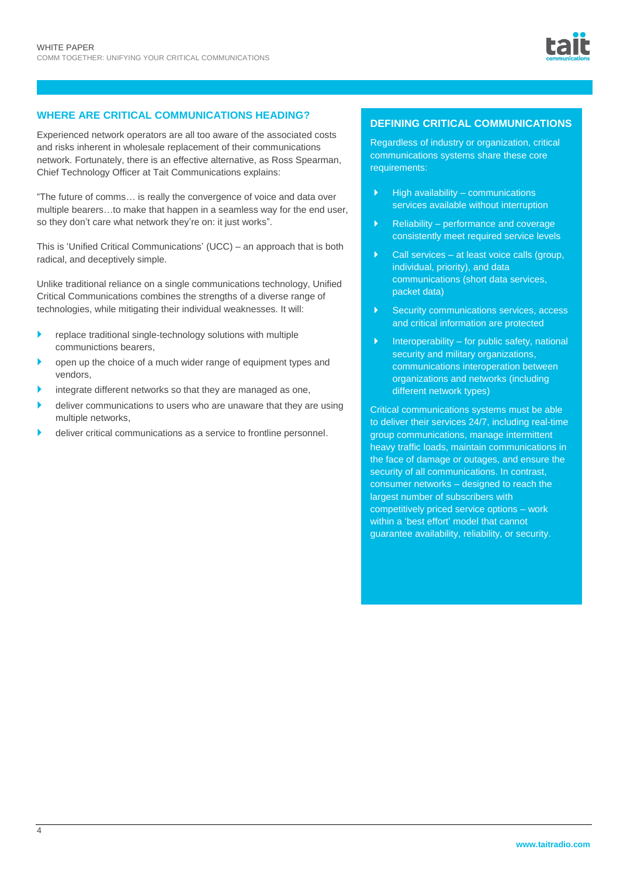## WHERE ARE CRITICAL COMMUNICATIONS HEADING?

Experienced network operators are all too aware of the associated costs and risks inherent in wholesale replacement of their communications network. Fortunately, there is an effective alternative, as Ross Spearman, Chief Technology Officer at Tait Communications explains:

“The future of comms… is really the convergence of voice and data over multiple bearers…to make that happen in a seamless way for the end user, so they don't care what network they're on: it just works”.

This is ‘Unified Critical Communications’ (UCC) – an approach that is both radical, and deceptively simple.

Unlike traditional reliance on a single communications technology, Unified Critical Communications combines the strengths of a diverse range of technologies, while mitigating their individual weaknesses. It will:

- replace traditional single-technology solutions with multiple communitions bearers,
- open up the choice of a much wider range of equipment types and vendors,
- integrate different networks so that they are managed as one,
- deliver communications to users who are unaware that they are using multiple networks,
- deliver critical communications as a service to frontline personnel.

## DEFINING CRITICAL COMMUNICATIONS

Regardless of industry or organization, critical communications systems share these core requirements:

- High availability – communications services available without interruption
- Reliability – performance and coverage consistently meet required service levels
- Call services – at least voice calls (group, individual, priority), and data communications (short data services, packet data)
- Security communications services, access and critical information are protected
- Interoperability – for public safety, national security and military organizations, communications interoperation between organizations and networks (including different network types)

Critical communications systems must be able to deliver their services 24/7, including real-time group communications, manage intermittent heavy traffic loads, maintain communications in the face of damage or outages, and ensure the security of all communications. In contrast, consumer networks – designed to reach the largest number of subscribers with competitively priced service options – work within a ‘best effort’ model that cannot guarantee availability, reliability, or security.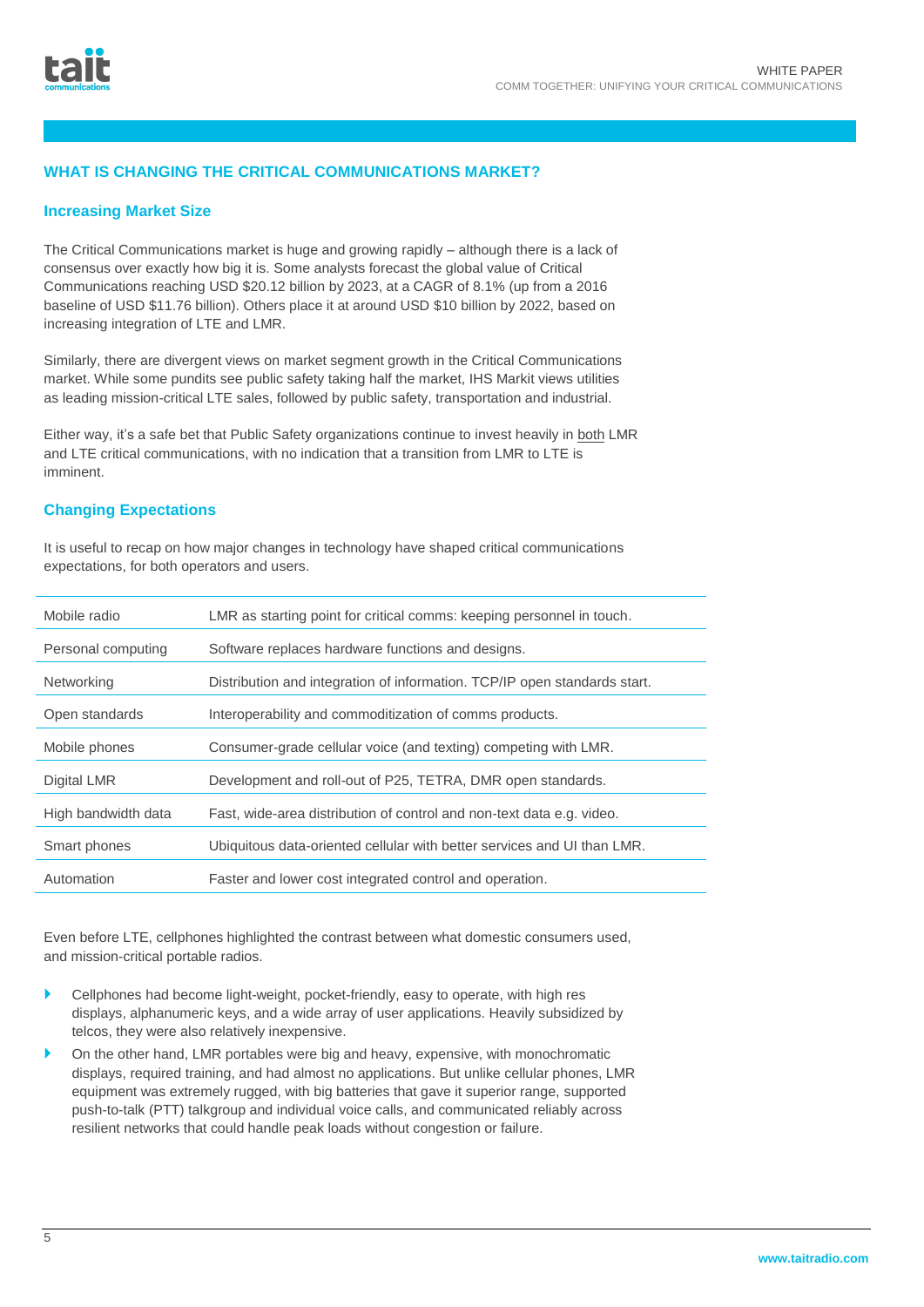## WHAT IS CHANGING THE CRITICAL COMMUNICATIONS MARKET?

### Increasing Market Size

The Critical Communications market is huge and growing rapidly – although there is a lack of consensus over exactly how big it is. Some analysts forecast the global value of Critical Communications reaching USD $20.12 billion by 2023, at a CAGR of 8.1% (up from a 2016 baseline of USD $11.76 billion). Others place it at around USD $10 billion by 2022, based on increasing integration of LTE and LMR.

Similarly, there are divergent views on market segment growth in the Critical Communications market. While some pundits see public safety taking half the market, IHS Markit views utilities as leading mission-critical LTE sales, followed by public safety, transportation and industrial.

Either way, it's a safe bet that Public Safety organizations continue to invest heavily in both LMR and LTE critical communications, with no indication that a transition from LMR to LTE is imminent.

### Changing Expectations

It is useful to recap on how major changes in technology have shaped critical communications expectations, for both operators and users.

| | |
|---|---|
| Mobile radio | LMR as starting point for critical comms: keeping personnel in touch. |
| Personal computing | Software replaces hardware functions and designs. |
| Networking | Distribution and integration of information. TCP/IP open standards start. |
| Open standards | Interoperability and commoditization of comms products. |
| Mobile phones | Consumer-grade cellular voice (and texting) competing with LMR. |
| Digital LMR | Development and roll-out of P25, TETRA, DMR open standards. |
| High bandwidth data | Fast, wide-area distribution of control and non-text data e.g. video. |
| Smart phones | Ubiquitous data-oriented cellular with better services and UI than LMR. |
| Automation | Faster and lower cost integrated control and operation. |

Even before LTE, cellphones highlighted the contrast between what domestic consumers used, and mission-critical portable radios.

- Cellphones had become light-weight, pocket-friendly, easy to operate, with high res displays, alphanumeric keys, and a wide array of user applications. Heavily subsidized by telcos, they were also relatively inexpensive.
- On the other hand, LMR portables were big and heavy, expensive, with monochromatic displays, required training, and had almost no applications. But unlike cellular phones, LMR equipment was extremely rugged, with big batteries that gave it superior range, supported push-to-talk (PTT) talkgroup and individual voice calls, and communicated reliably across resilient networks that could handle peak loads without congestion or failure.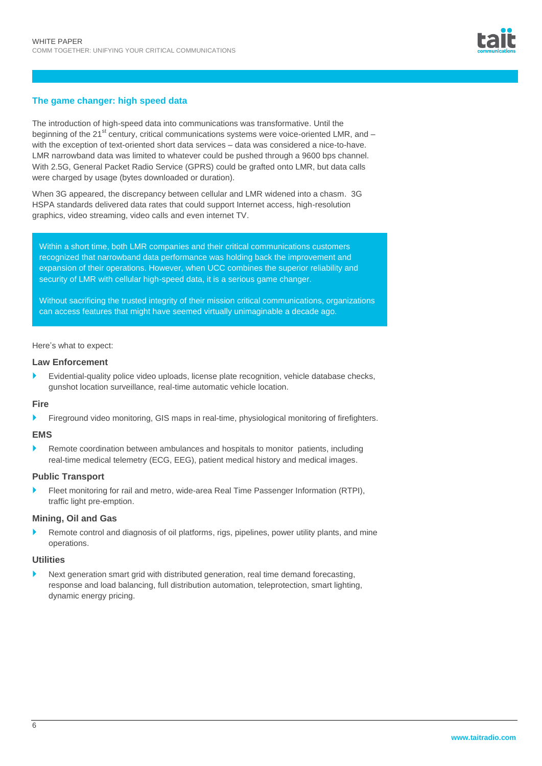## The game changer: high speed data

The introduction of high-speed data into communications was transformative. Until the beginning of the 21st century, critical communications systems were voice-oriented LMR, and – with the exception of text-oriented short data services – data was considered a nice-to-have. LMR narrowband data was limited to whatever could be pushed through a 9600 bps channel. With 2.5G, General Packet Radio Service (GPRS) could be grafted onto LMR, but data calls were charged by usage (bytes downloaded or duration).

When 3G appeared, the discrepancy between cellular and LMR widened into a chasm. 3G HSPA standards delivered data rates that could support Internet access, high-resolution graphics, video streaming, video calls and even internet TV.

> Within a short time, both LMR companies and their critical communications customers recognized that narrowband data performance was holding back the improvement and expansion of their operations. However, when UCC combines the superior reliability and security of LMR with cellular high-speed data, it is a serious game changer.
>
> Without sacrificing the trusted integrity of their mission critical communications, organizations can access features that might have seemed virtually unimaginable a decade ago.

Here's what to expect:

### Law Enforcement

- Evidential-quality police video uploads, license plate recognition, vehicle database checks, gunshot location surveillance, real-time automatic vehicle location.

### Fire

- Fireground video monitoring, GIS maps in real-time, physiological monitoring of firefighters.

### EMS

- Remote coordination between ambulances and hospitals to monitor patients, including real-time medical telemetry (ECG, EEG), patient medical history and medical images.

### Public Transport

- Fleet monitoring for rail and metro, wide-area Real Time Passenger Information (RTPI), traffic light pre-emption.

### Mining, Oil and Gas

- Remote control and diagnosis of oil platforms, rigs, pipelines, power utility plants, and mine operations.

### Utilities

- Next generation smart grid with distributed generation, real time demand forecasting, response and load balancing, full distribution automation, teleprotection, smart lighting, dynamic energy pricing.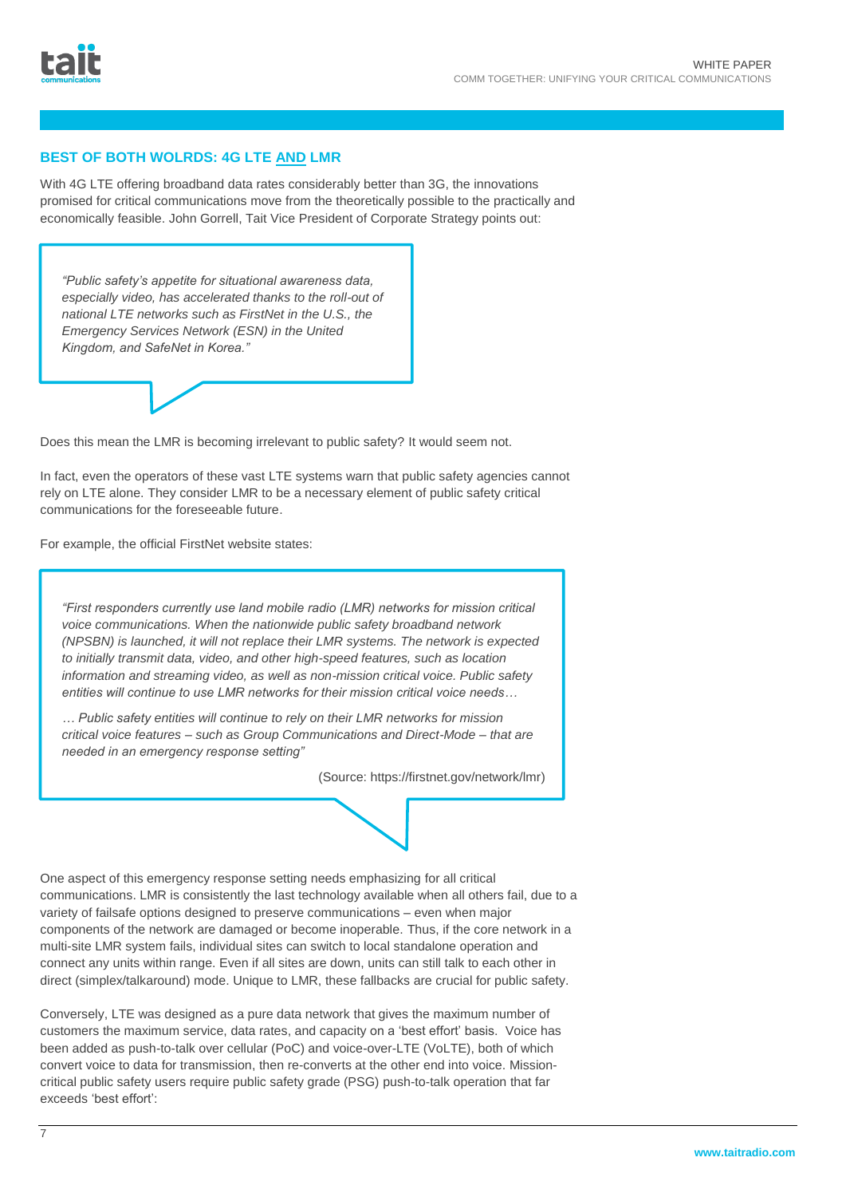## BEST OF BOTH WOLRDS: 4G LTE AND LMR

With 4G LTE offering broadband data rates considerably better than 3G, the innovations promised for critical communications move from the theoretically possible to the practically and economically feasible. John Gorrell, Tait Vice President of Corporate Strategy points out:

> *"Public safety's appetite for situational awareness data, especially video, has accelerated thanks to the roll-out of national LTE networks such as FirstNet in the U.S., the Emergency Services Network (ESN) in the United Kingdom, and SafeNet in Korea."*

Does this mean the LMR is becoming irrelevant to public safety? It would seem not.

In fact, even the operators of these vast LTE systems warn that public safety agencies cannot rely on LTE alone. They consider LMR to be a necessary element of public safety critical communications for the foreseeable future.

For example, the official FirstNet website states:

> *"First responders currently use land mobile radio (LMR) networks for mission critical voice communications. When the nationwide public safety broadband network (NPSBN) is launched, it will not replace their LMR systems. The network is expected to initially transmit data, video, and other high-speed features, such as location information and streaming video, as well as non-mission critical voice. Public safety entities will continue to use LMR networks for their mission critical voice needs…*
>
> *… Public safety entities will continue to rely on their LMR networks for mission critical voice features – such as Group Communications and Direct-Mode – that are needed in an emergency response setting"*
>
> (Source: https://firstnet.gov/network/lmr)

One aspect of this emergency response setting needs emphasizing for all critical communications. LMR is consistently the last technology available when all others fail, due to a variety of failsafe options designed to preserve communications – even when major components of the network are damaged or become inoperable. Thus, if the core network in a multi-site LMR system fails, individual sites can switch to local standalone operation and connect any units within range. Even if all sites are down, units can still talk to each other in direct (simplex/talkaround) mode. Unique to LMR, these fallbacks are crucial for public safety.

Conversely, LTE was designed as a pure data network that gives the maximum number of customers the maximum service, data rates, and capacity on a 'best effort' basis. Voice has been added as push-to-talk over cellular (PoC) and voice-over-LTE (VoLTE), both of which convert voice to data for transmission, then re-converts at the other end into voice. Mission-critical public safety users require public safety grade (PSG) push-to-talk operation that far exceeds 'best effort':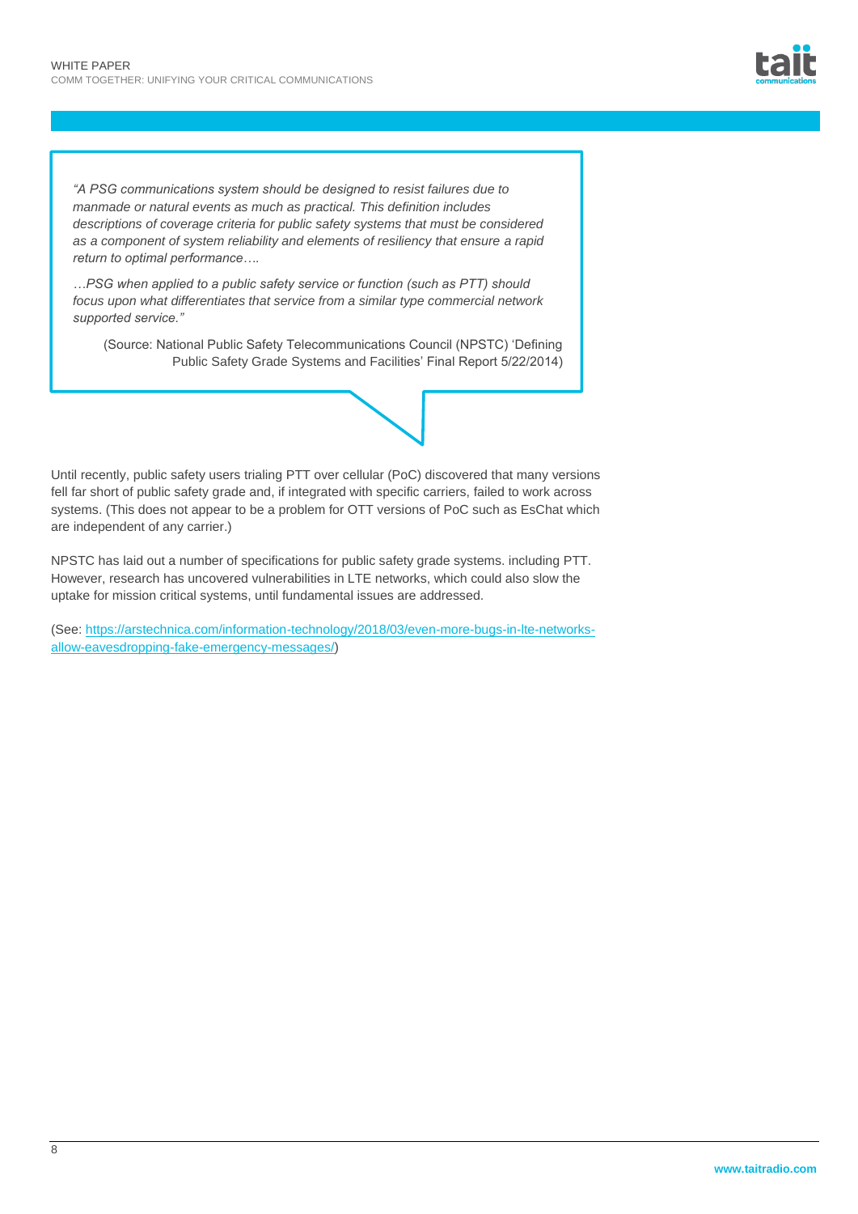> *"A PSG communications system should be designed to resist failures due to manmade or natural events as much as practical. This definition includes descriptions of coverage criteria for public safety systems that must be considered as a component of system reliability and elements of resiliency that ensure a rapid return to optimal performance….*
>
> *…PSG when applied to a public safety service or function (such as PTT) should focus upon what differentiates that service from a similar type commercial network supported service."*
>
> (Source: National Public Safety Telecommunications Council (NPSTC) 'Defining Public Safety Grade Systems and Facilities' Final Report 5/22/2014)

Until recently, public safety users trialing PTT over cellular (PoC) discovered that many versions fell far short of public safety grade and, if integrated with specific carriers, failed to work across systems. (This does not appear to be a problem for OTT versions of PoC such as EsChat which are independent of any carrier.)

NPSTC has laid out a number of specifications for public safety grade systems. including PTT. However, research has uncovered vulnerabilities in LTE networks, which could also slow the uptake for mission critical systems, until fundamental issues are addressed.

(See: https://arstechnica.com/information-technology/2018/03/even-more-bugs-in-lte-networks-allow-eavesdropping-fake-emergency-messages/)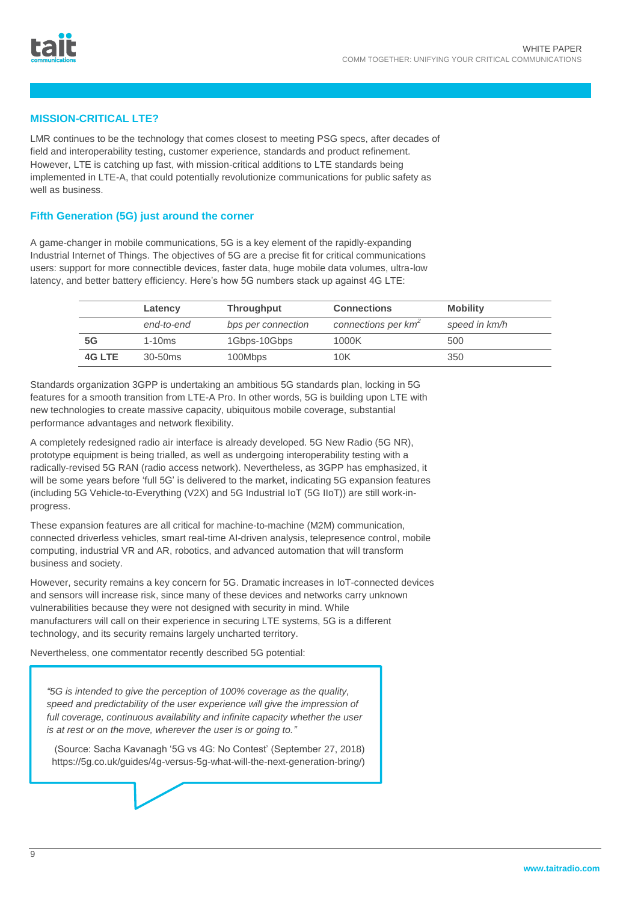## MISSION-CRITICAL LTE?

LMR continues to be the technology that comes closest to meeting PSG specs, after decades of field and interoperability testing, customer experience, standards and product refinement. However, LTE is catching up fast, with mission-critical additions to LTE standards being implemented in LTE-A, that could potentially revolutionize communications for public safety as well as business.

### Fifth Generation (5G) just around the corner

A game-changer in mobile communications, 5G is a key element of the rapidly-expanding Industrial Internet of Things. The objectives of 5G are a precise fit for critical communications users: support for more connectible devices, faster data, huge mobile data volumes, ultra-low latency, and better battery efficiency. Here's how 5G numbers stack up against 4G LTE:

| | Latency | Throughput | Connections | Mobility |
|---|---|---|---|---|
| | *end-to-end* | *bps per connection* | *connections per km$^2$* | *speed in km/h* |
| **5G** | 1-10ms | 1Gbps-10Gbps | 1000K | 500 |
| **4G LTE** | 30-50ms | 100Mbps | 10K | 350 |

Standards organization 3GPP is undertaking an ambitious 5G standards plan, locking in 5G features for a smooth transition from LTE-A Pro. In other words, 5G is building upon LTE with new technologies to create massive capacity, ubiquitous mobile coverage, substantial performance advantages and network flexibility.

A completely redesigned radio air interface is already developed. 5G New Radio (5G NR), prototype equipment is being trialled, as well as undergoing interoperability testing with a radically-revised 5G RAN (radio access network). Nevertheless, as 3GPP has emphasized, it will be some years before 'full 5G' is delivered to the market, indicating 5G expansion features (including 5G Vehicle-to-Everything (V2X) and 5G Industrial IoT (5G IIoT)) are still work-in-progress.

These expansion features are all critical for machine-to-machine (M2M) communication, connected driverless vehicles, smart real-time AI-driven analysis, telepresence control, mobile computing, industrial VR and AR, robotics, and advanced automation that will transform business and society.

However, security remains a key concern for 5G. Dramatic increases in IoT-connected devices and sensors will increase risk, since many of these devices and networks carry unknown vulnerabilities because they were not designed with security in mind. While manufacturers will call on their experience in securing LTE systems, 5G is a different technology, and its security remains largely uncharted territory.

Nevertheless, one commentator recently described 5G potential:

> *"5G is intended to give the perception of 100% coverage as the quality, speed and predictability of the user experience will give the impression of full coverage, continuous availability and infinite capacity whether the user is at rest or on the move, wherever the user is or going to."*
>
> (Source: Sacha Kavanagh '5G vs 4G: No Contest' (September 27, 2018) https://5g.co.uk/guides/4g-versus-5g-what-will-the-next-generation-bring/)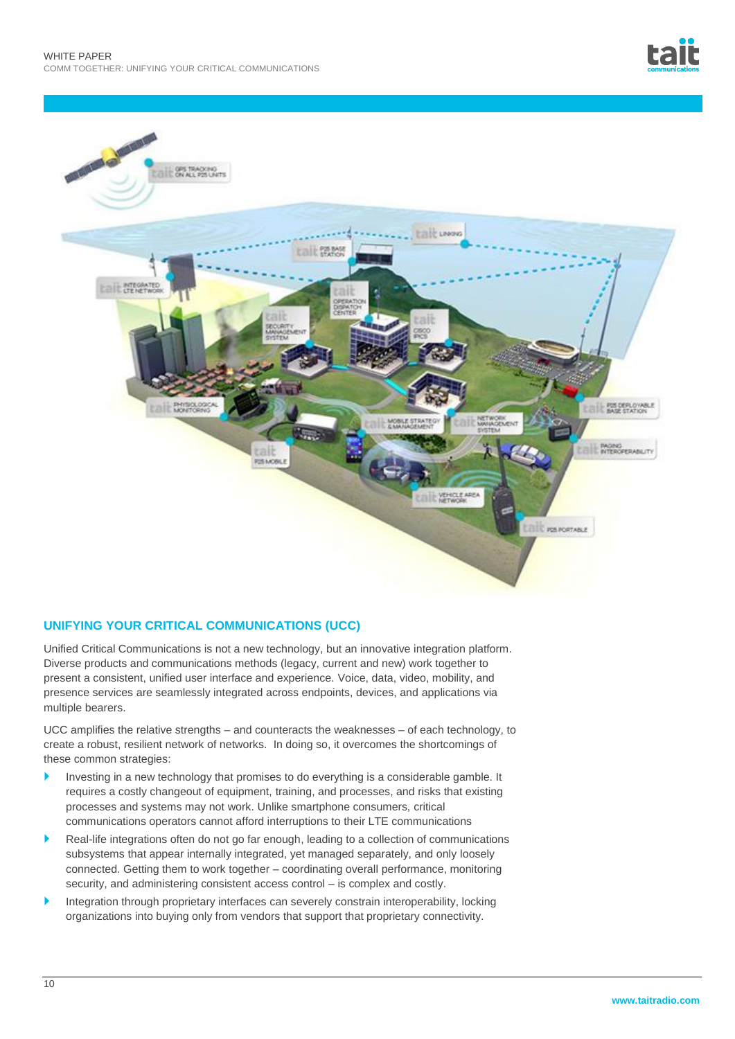## UNIFYING YOUR CRITICAL COMMUNICATIONS (UCC)

Unified Critical Communications is not a new technology, but an innovative integration platform. Diverse products and communications methods (legacy, current and new) work together to present a consistent, unified user interface and experience. Voice, data, video, mobility, and presence services are seamlessly integrated across endpoints, devices, and applications via multiple bearers.

UCC amplifies the relative strengths – and counteracts the weaknesses – of each technology, to create a robust, resilient network of networks. In doing so, it overcomes the shortcomings of these common strategies:

- Investing in a new technology that promises to do everything is a considerable gamble. It requires a costly changeout of equipment, training, and processes, and risks that existing processes and systems may not work. Unlike smartphone consumers, critical communications operators cannot afford interruptions to their LTE communications
- Real-life integrations often do not go far enough, leading to a collection of communications subsystems that appear internally integrated, yet managed separately, and only loosely connected. Getting them to work together – coordinating overall performance, monitoring security, and administering consistent access control – is complex and costly.
- Integration through proprietary interfaces can severely constrain interoperability, locking organizations into buying only from vendors that support that proprietary connectivity.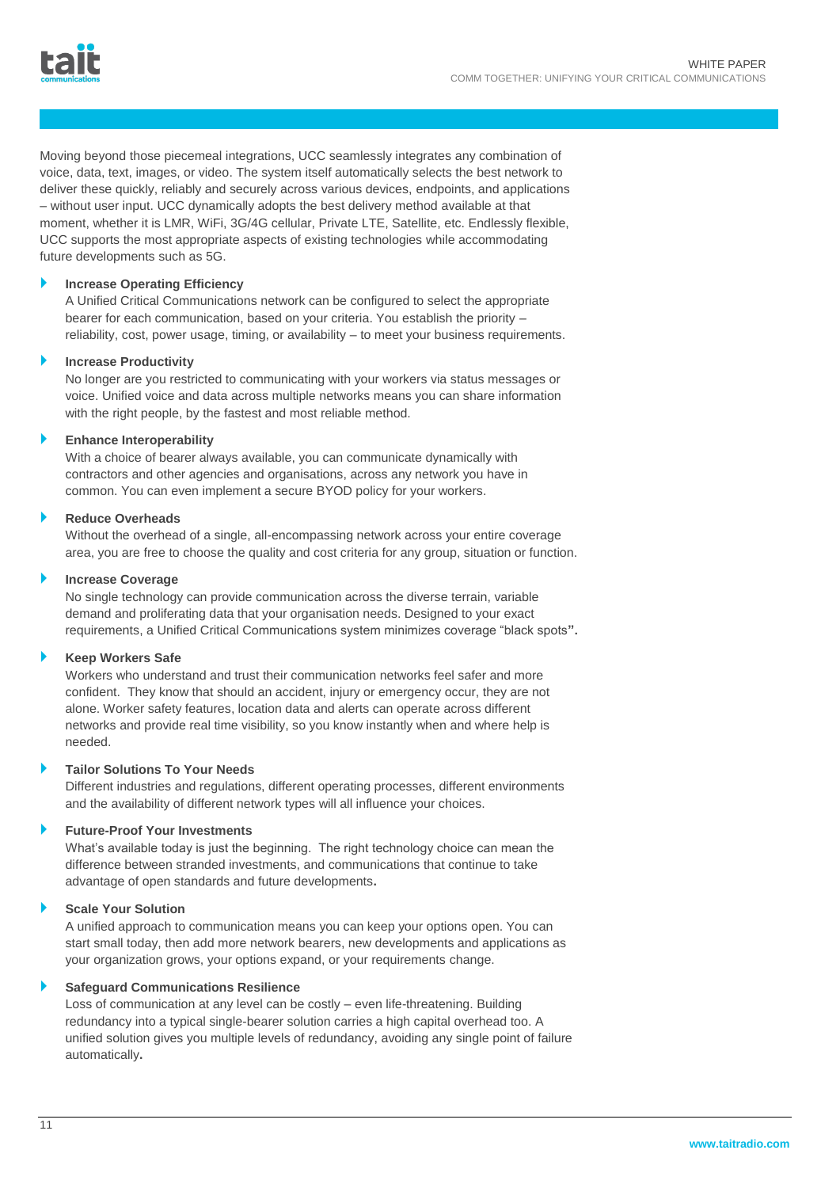Moving beyond those piecemeal integrations, UCC seamlessly integrates any combination of voice, data, text, images, or video. The system itself automatically selects the best network to deliver these quickly, reliably and securely across various devices, endpoints, and applications – without user input. UCC dynamically adopts the best delivery method available at that moment, whether it is LMR, WiFi, 3G/4G cellular, Private LTE, Satellite, etc. Endlessly flexible, UCC supports the most appropriate aspects of existing technologies while accommodating future developments such as 5G.

- **Increase Operating Efficiency**
  A Unified Critical Communications network can be configured to select the appropriate bearer for each communication, based on your criteria. You establish the priority – reliability, cost, power usage, timing, or availability – to meet your business requirements.

- **Increase Productivity**
  No longer are you restricted to communicating with your workers via status messages or voice. Unified voice and data across multiple networks means you can share information with the right people, by the fastest and most reliable method.

- **Enhance Interoperability**
  With a choice of bearer always available, you can communicate dynamically with contractors and other agencies and organisations, across any network you have in common. You can even implement a secure BYOD policy for your workers.

- **Reduce Overheads**
  Without the overhead of a single, all-encompassing network across your entire coverage area, you are free to choose the quality and cost criteria for any group, situation or function.

- **Increase Coverage**
  No single technology can provide communication across the diverse terrain, variable demand and proliferating data that your organisation needs. Designed to your exact requirements, a Unified Critical Communications system minimizes coverage "black spots".

- **Keep Workers Safe**
  Workers who understand and trust their communication networks feel safer and more confident. They know that should an accident, injury or emergency occur, they are not alone. Worker safety features, location data and alerts can operate across different networks and provide real time visibility, so you know instantly when and where help is needed.

- **Tailor Solutions To Your Needs**
  Different industries and regulations, different operating processes, different environments and the availability of different network types will all influence your choices.

- **Future-Proof Your Investments**
  What's available today is just the beginning. The right technology choice can mean the difference between stranded investments, and communications that continue to take advantage of open standards and future developments.

- **Scale Your Solution**
  A unified approach to communication means you can keep your options open. You can start small today, then add more network bearers, new developments and applications as your organization grows, your options expand, or your requirements change.

- **Safeguard Communications Resilience**
  Loss of communication at any level can be costly – even life-threatening. Building redundancy into a typical single-bearer solution carries a high capital overhead too. A unified solution gives you multiple levels of redundancy, avoiding any single point of failure automatically.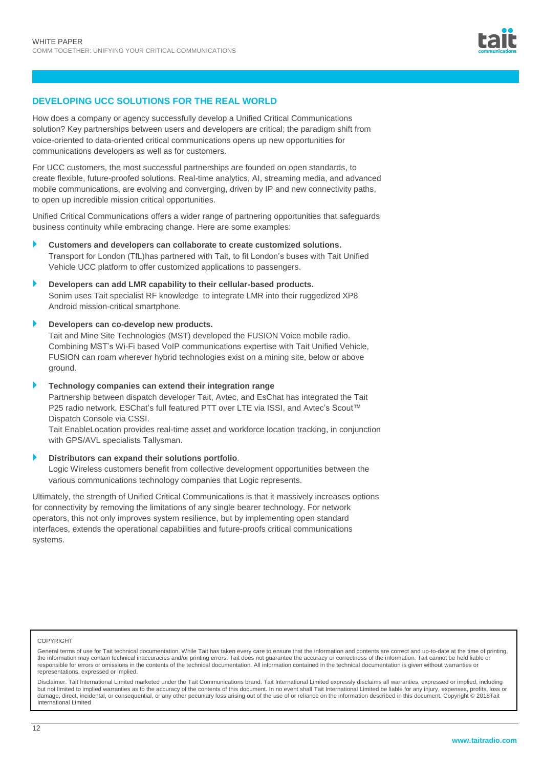## DEVELOPING UCC SOLUTIONS FOR THE REAL WORLD

How does a company or agency successfully develop a Unified Critical Communications solution? Key partnerships between users and developers are critical; the paradigm shift from voice-oriented to data-oriented critical communications opens up new opportunities for communications developers as well as for customers.

For UCC customers, the most successful partnerships are founded on open standards, to create flexible, future-proofed solutions. Real-time analytics, AI, streaming media, and advanced mobile communications, are evolving and converging, driven by IP and new connectivity paths, to open up incredible mission critical opportunities.

Unified Critical Communications offers a wider range of partnering opportunities that safeguards business continuity while embracing change. Here are some examples:

- **Customers and developers can collaborate to create customized solutions.**
  Transport for London (TfL)has partnered with Tait, to fit London's buses with Tait Unified Vehicle UCC platform to offer customized applications to passengers.
- **Developers can add LMR capability to their cellular-based products.**
  Sonim uses Tait specialist RF knowledge to integrate LMR into their ruggedized XP8 Android mission-critical smartphone.
- **Developers can co-develop new products.**
  Tait and Mine Site Technologies (MST) developed the FUSION Voice mobile radio. Combining MST's Wi-Fi based VoIP communications expertise with Tait Unified Vehicle, FUSION can roam wherever hybrid technologies exist on a mining site, below or above ground.
- **Technology companies can extend their integration range**
  Partnership between dispatch developer Tait, Avtec, and EsChat has integrated the Tait P25 radio network, ESChat's full featured PTT over LTE via ISSI, and Avtec's Scout™ Dispatch Console via CSSI.
  Tait EnableLocation provides real-time asset and workforce location tracking, in conjunction with GPS/AVL specialists Tallysman.
- **Distributors can expand their solutions portfolio**.
  Logic Wireless customers benefit from collective development opportunities between the various communications technology companies that Logic represents.

Ultimately, the strength of Unified Critical Communications is that it massively increases options for connectivity by removing the limitations of any single bearer technology. For network operators, this not only improves system resilience, but by implementing open standard interfaces, extends the operational capabilities and future-proofs critical communications systems.

COPYRIGHT

General terms of use for Tait technical documentation. While Tait has taken every care to ensure that the information and contents are correct and up-to-date at the time of printing, the information may contain technical inaccuracies and/or printing errors. Tait does not guarantee the accuracy or correctness of the information. Tait cannot be held liable or responsible for errors or omissions in the contents of the technical documentation. All information contained in the technical documentation is given without warranties or representations, expressed or implied.

Disclaimer. Tait International Limited marketed under the Tait Communications brand. Tait International Limited expressly disclaims all warranties, expressed or implied, including but not limited to implied warranties as to the accuracy of the contents of this document. In no event shall Tait International Limited be liable for any injury, expenses, profits, loss or damage, direct, incidental, or consequential, or any other pecuniary loss arising out of the use of or reliance on the information described in this document. Copyright © 2018Tait International Limited